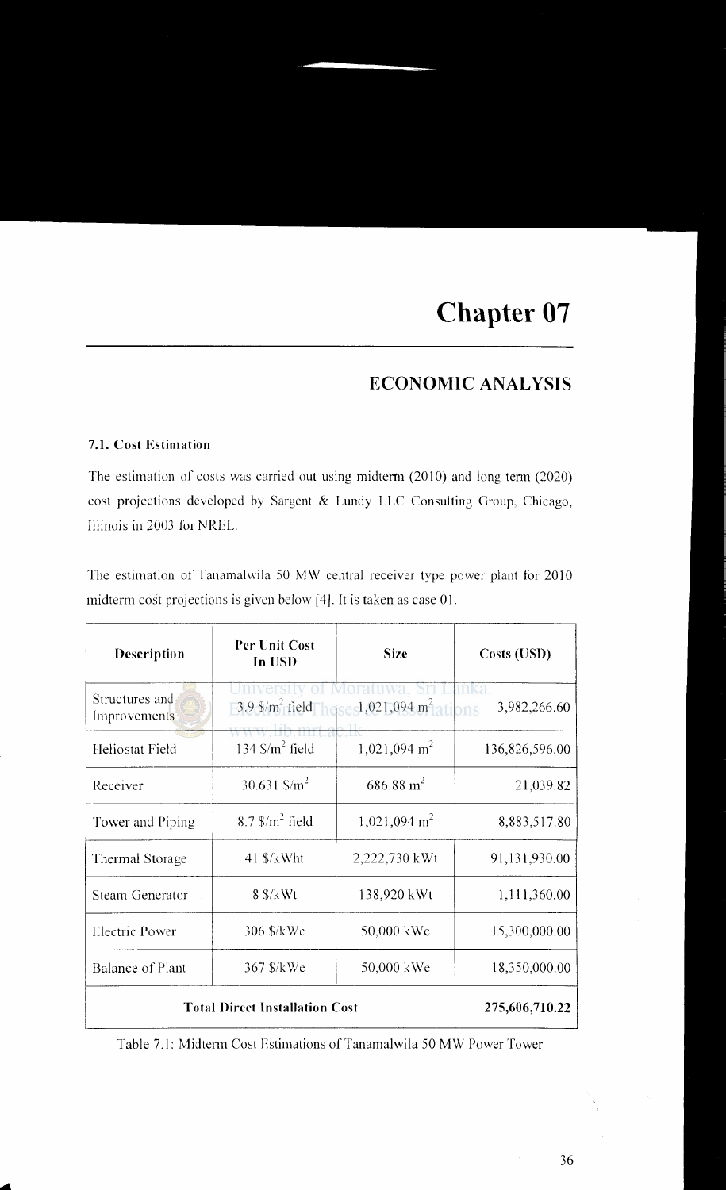# Chapter 07

## ECONOMIC ANALYSIS

### 7.1. Cost Estimation

The estimation of costs was carried out using midterm (2010) and long term (2020) cost projections developed by Sargent & Lundy LLC Consulting Group, Chicago, Illinois in 2003 for NREL.

The estimation of Tanamalwila 50 MW central receiver type power plant for 2010 midterm cost projections is given below [4]. It is taken as case 01.

| Description | Per Unit Cost In USD | Size | Costs (USD) |
|---|---|---|---|
| Structures and Improvements | 3.9 $/m$^2$ field | 1,021,094 m$^2$ | 3,982,266.60 |
| Heliostat Field | 134 $/m$^2$ field | 1,021,094 m$^2$ | 136,826,596.00 |
| Receiver | 30.631 $/m$^2$ | 686.88 m$^2$ | 21,039.82 |
| Tower and Piping | 8.7 $/m$^2$ field | 1,021,094 m$^2$ | 8,883,517.80 |
| Thermal Storage | 41 $/kWht | 2,222,730 kWt | 91,131,930.00 |
| Steam Generator | 8 $/kWt | 138,920 kWt | 1,111,360.00 |
| Electric Power | 306 $/kWe | 50,000 kWe | 15,300,000.00 |
| Balance of Plant | 367 $/kWe | 50,000 kWe | 18,350,000.00 |
| **Total Direct Installation Cost** | | | **275,606,710.22** |

Table 7.1: Midterm Cost Estimations of Tanamalwila 50 MW Power Tower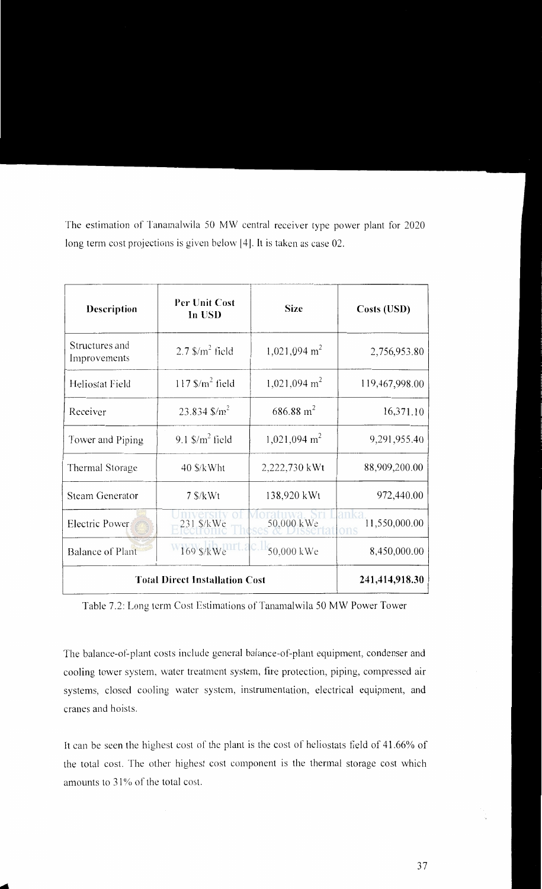The estimation of Tanamalwila 50 MW central receiver type power plant for 2020 long term cost projections is given below [4]. It is taken as case 02.

| Description | Per Unit Cost In USD | Size | Costs (USD) |
|---|---|---|---|
| Structures and Improvements | 2.7 $/m$^2$ field | 1,021,094 m$^2$ | 2,756,953.80 |
| Heliostat Field | 117 $/m$^2$ field | 1,021,094 m$^2$ | 119,467,998.00 |
| Receiver | 23.834 $/m$^2$ | 686.88 m$^2$ | 16,371.10 |
| Tower and Piping | 9.1 $/m$^2$ field | 1,021,094 m$^2$ | 9,291,955.40 |
| Thermal Storage | 40 $/kWht | 2,222,730 kWt | 88,909,200.00 |
| Steam Generator | 7 $/kWt | 138,920 kWt | 972,440.00 |
| Electric Power | 231 $/kWe | 50,000 kWe | 11,550,000.00 |
| Balance of Plant | 169 $/kWe | 50,000 kWe | 8,450,000.00 |
| **Total Direct Installation Cost** | | | **241,414,918.30** |

Table 7.2: Long term Cost Estimations of Tanamalwila 50 MW Power Tower

The balance-of-plant costs include general balance-of-plant equipment, condenser and cooling tower system, water treatment system, fire protection, piping, compressed air systems, closed cooling water system, instrumentation, electrical equipment, and cranes and hoists.

It can be seen the highest cost of the plant is the cost of heliostats field of 41.66% of the total cost. The other highest cost component is the thermal storage cost which amounts to 31% of the total cost.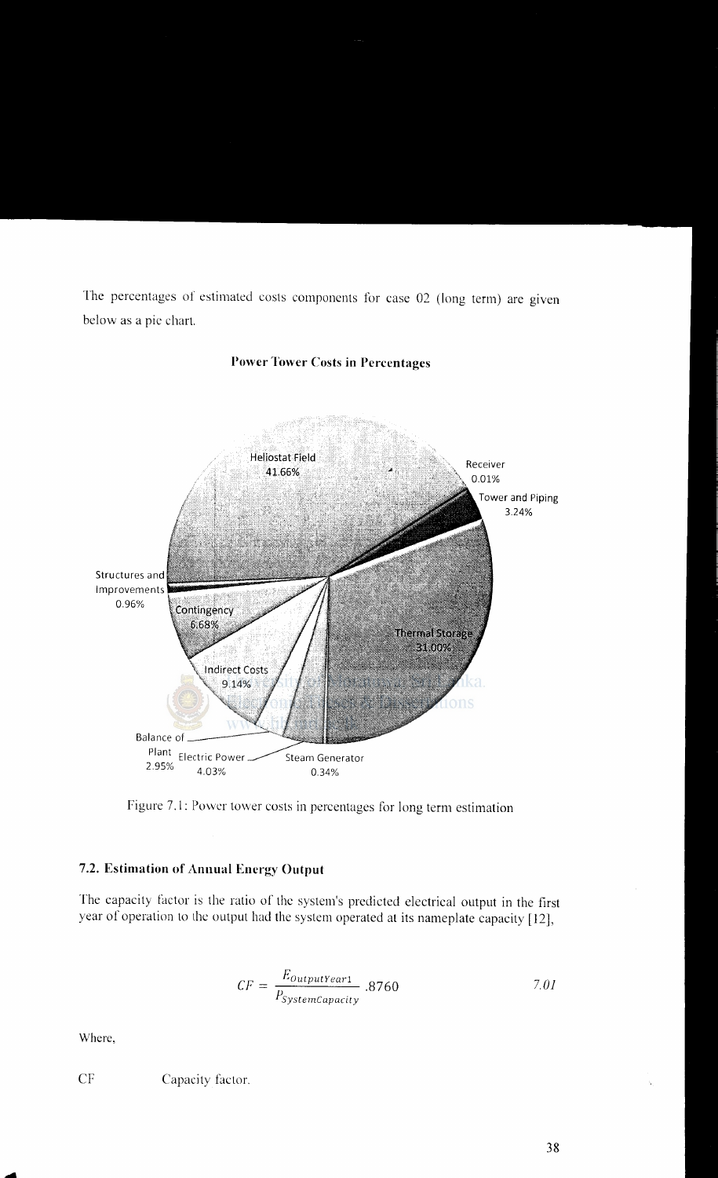The percentages of estimated costs components for case 02 (long term) are given below as a pie chart.

**Power Tower Costs in Percentages**

Heliostat Field 41.66%, Receiver 0.01%, Tower and Piping 3.24%, Thermal Storage 31.00%, Steam Generator 0.34%, Electric Power 4.03%, Balance of Plant 2.95%, Indirect Costs 9.14%, Contingency 6.68%, Structures and Improvements 0.96%

Figure 7.1: Power tower costs in percentages for long term estimation

### 7.2. Estimation of Annual Energy Output

The capacity factor is the ratio of the system's predicted electrical output in the first year of operation to the output had the system operated at its nameplate capacity [12],

$$CF = \frac{E_{OutputYear1}}{P_{SystemCapacity}} .8760 \qquad 7.01$$

Where,

CF Capacity factor.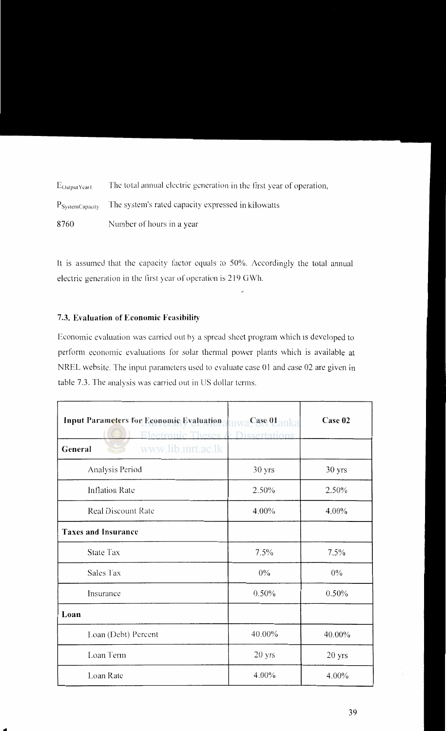$E_{OutputYear1}$ The total annual electric generation in the first year of operation,

$P_{SystemCapacity}$ The system's rated capacity expressed in kilowatts

8760 Number of hours in a year

It is assumed that the capacity factor equals to 50%. Accordingly the total annual electric generation in the first year of operation is 219 GWh.

### 7.3. Evaluation of Economic Feasibility

Economic evaluation was carried out by a spread sheet program which is developed to perform economic evaluations for solar thermal power plants which is available at NREL website. The input parameters used to evaluate case 01 and case 02 are given in table 7.3. The analysis was carried out in US dollar terms.

| **Input Parameters for Economic Evaluation** | **Case 01** | **Case 02** |
|---|---|---|
| **General** | | |
| Analysis Period | 30 yrs | 30 yrs |
| Inflation Rate | 2.50% | 2.50% |
| Real Discount Rate | 4.00% | 4.00% |
| **Taxes and Insurance** | | |
| State Tax | 7.5% | 7.5% |
| Sales Tax | 0% | 0% |
| Insurance | 0.50% | 0.50% |
| **Loan** | | |
| Loan (Debt) Percent | 40.00% | 40.00% |
| Loan Term | 20 yrs | 20 yrs |
| Loan Rate | 4.00% | 4.00% |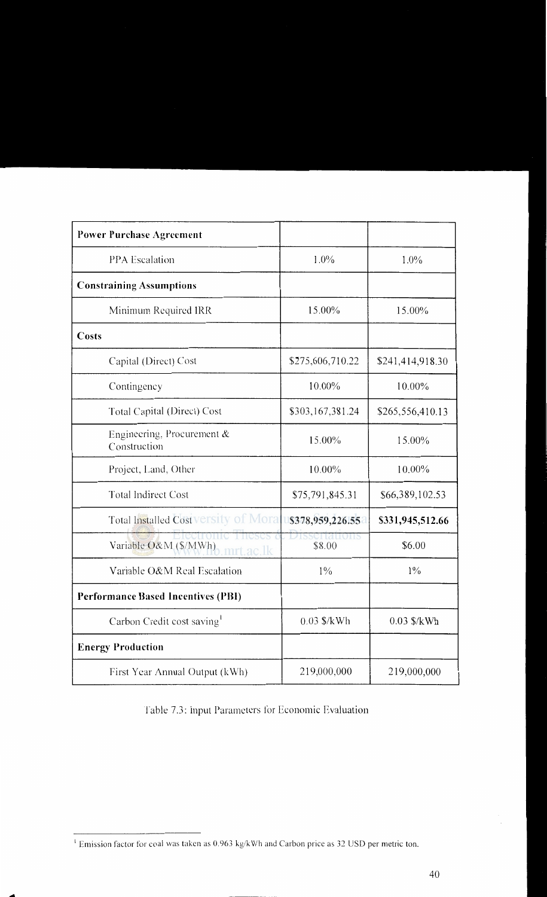| **Power Purchase Agreement** | | |
|---|---|---|
| PPA Escalation | 1.0% | 1.0% |
| **Constraining Assumptions** | | |
| Minimum Required IRR | 15.00% | 15.00% |
| **Costs** | | |
| Capital (Direct) Cost | \$275,606,710.22 | \$241,414,918.30 |
| Contingency | 10.00% | 10.00% |
| Total Capital (Direct) Cost | \$303,167,381.24 | \$265,556,410.13 |
| Engineering, Procurement & Construction | 15.00% | 15.00% |
| Project, Land, Other | 10.00% | 10.00% |
| Total Indirect Cost | \$75,791,845.31 | \$66,389,102.53 |
| Total Installed Cost | **\$378,959,226.55** | **\$331,945,512.66** |
| Variable O&M (\$/MWh) | \$8.00 | \$6.00 |
| Variable O&M Real Escalation | 1% | 1% |
| **Performance Based Incentives (PBI)** | | |
| Carbon Credit cost saving[1] | 0.03 \$/kWh | 0.03 \$/kWh |
| **Energy Production** | | |
| First Year Annual Output (kWh) | 219,000,000 | 219,000,000 |

Table 7.3: Input Parameters for Economic Evaluation

[1] Emission factor for coal was taken as 0.963 kg/kWh and Carbon price as 32 USD per metric ton.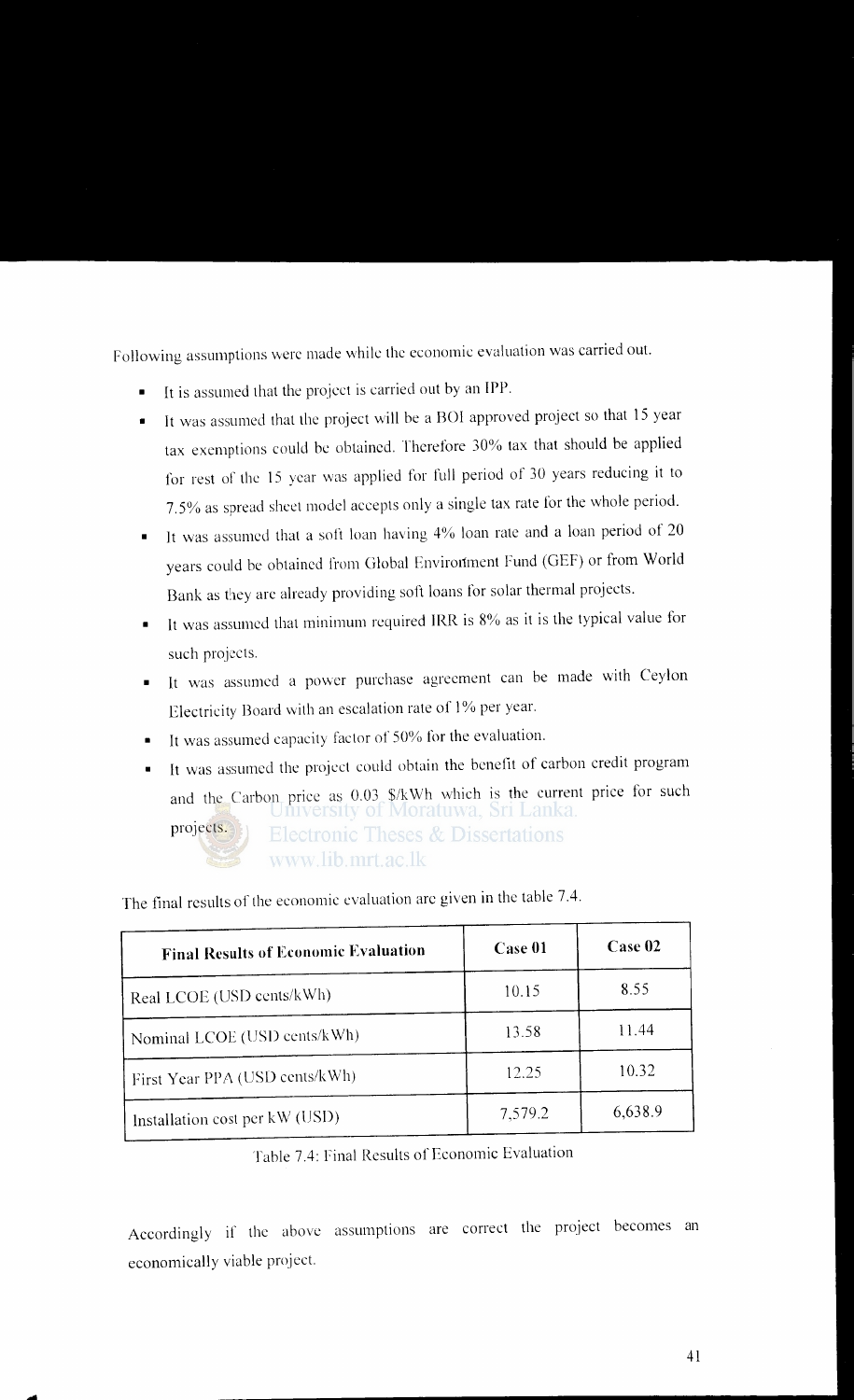Following assumptions were made while the economic evaluation was carried out.

- It is assumed that the project is carried out by an IPP.
- It was assumed that the project will be a BOI approved project so that 15 year tax exemptions could be obtained. Therefore 30% tax that should be applied for rest of the 15 year was applied for full period of 30 years reducing it to 7.5% as spread sheet model accepts only a single tax rate for the whole period.
- It was assumed that a soft loan having 4% loan rate and a loan period of 20 years could be obtained from Global Environment Fund (GEF) or from World Bank as they are already providing soft loans for solar thermal projects.
- It was assumed that minimum required IRR is 8% as it is the typical value for such projects.
- It was assumed a power purchase agreement can be made with Ceylon Electricity Board with an escalation rate of 1% per year.
- It was assumed capacity factor of 50% for the evaluation.
- It was assumed the project could obtain the benefit of carbon credit program and the Carbon price as 0.03 $/kWh which is the current price for such projects.

The final results of the economic evaluation are given in the table 7.4.

| Final Results of Economic Evaluation | Case 01 | Case 02 |
|---|---|---|
| Real LCOE (USD cents/kWh) | 10.15 | 8.55 |
| Nominal LCOE (USD cents/kWh) | 13.58 | 11.44 |
| First Year PPA (USD cents/kWh) | 12.25 | 10.32 |
| Installation cost per kW (USD) | 7,579.2 | 6,638.9 |

Table 7.4: Final Results of Economic Evaluation

Accordingly if the above assumptions are correct the project becomes an economically viable project.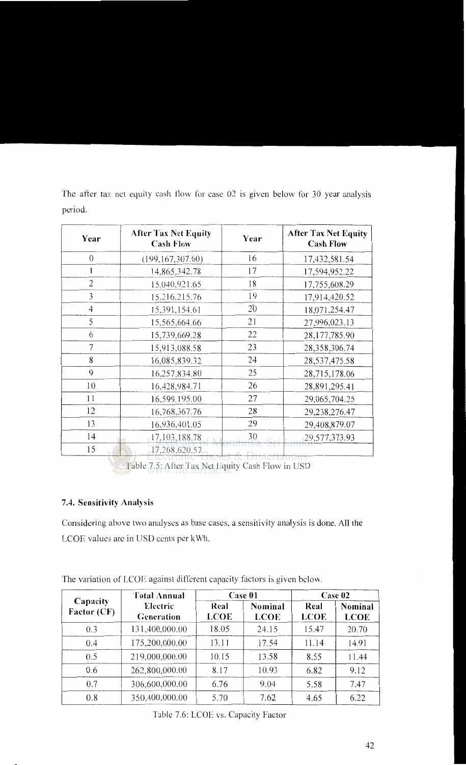The after tax net equity cash flow for case 02 is given below for 30 year analysis period.

| Year | After Tax Net Equity Cash Flow | Year | After Tax Net Equity Cash Flow |
|---|---|---|---|
| 0 | (199,167,307.60) | 16 | 17,432,581.54 |
| 1 | 14,865,342.78 | 17 | 17,594,952.22 |
| 2 | 15,040,921.65 | 18 | 17,755,608.29 |
| 3 | 15,216,215.76 | 19 | 17,914,420.52 |
| 4 | 15,391,154.61 | 20 | 18,071,254.47 |
| 5 | 15,565,664.66 | 21 | 27,996,023.13 |
| 6 | 15,739,669.28 | 22 | 28,177,785.90 |
| 7 | 15,913,088.58 | 23 | 28,358,306.74 |
| 8 | 16,085,839.32 | 24 | 28,537,475.58 |
| 9 | 16,257,834.80 | 25 | 28,715,178.06 |
| 10 | 16,428,984.71 | 26 | 28,891,295.41 |
| 11 | 16,599,195.00 | 27 | 29,065,704.25 |
| 12 | 16,768,367.76 | 28 | 29,238,276.47 |
| 13 | 16,936,401.05 | 29 | 29,408,879.07 |
| 14 | 17,103,188.78 | 30 | 29,577,373.93 |
| 15 | 17,268,620.57 | | |

Table 7.5: After Tax Net Equity Cash Flow in USD

### 7.4. Sensitivity Analysis

Considering above two analyses as base cases, a sensitivity analysis is done. All the LCOE values are in USD cents per kWh.

The variation of LCOE against different capacity factors is given below.

| Capacity Factor (CF) | Total Annual Electric Generation | Case 01 | | Case 02 | |
|---|---|---|---|---|---|
| | | Real LCOE | Nominal LCOE | Real LCOE | Nominal LCOE |
| 0.3 | 131,400,000.00 | 18.05 | 24.15 | 15.47 | 20.70 |
| 0.4 | 175,200,000.00 | 13.11 | 17.54 | 11.14 | 14.91 |
| 0.5 | 219,000,000.00 | 10.15 | 13.58 | 8.55 | 11.44 |
| 0.6 | 262,800,000.00 | 8.17 | 10.93 | 6.82 | 9.12 |
| 0.7 | 306,600,000.00 | 6.76 | 9.04 | 5.58 | 7.47 |
| 0.8 | 350,400,000.00 | 5.70 | 7.62 | 4.65 | 6.22 |

Table 7.6: LCOE vs. Capacity Factor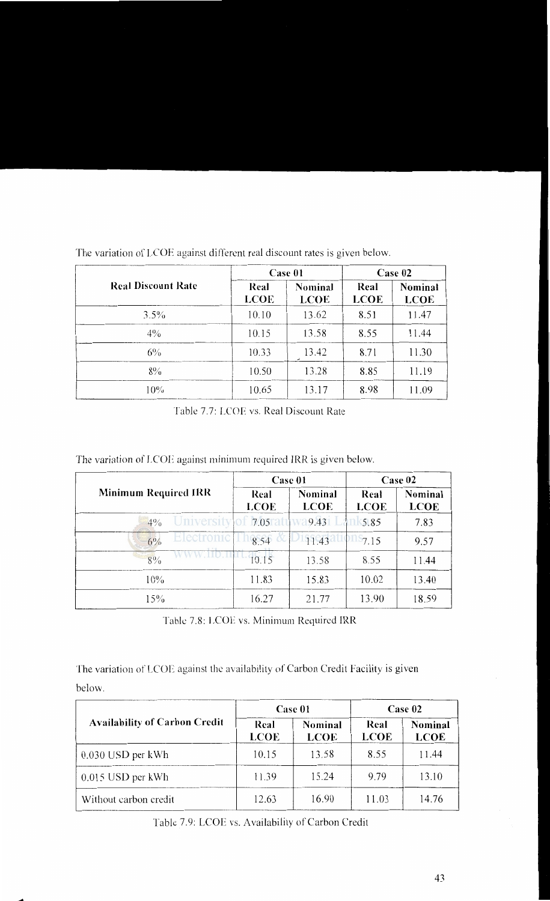The variation of LCOE against different real discount rates is given below.

| Real Discount Rate | Case 01 | | Case 02 | |
|---|---|---|---|---|
| | Real LCOE | Nominal LCOE | Real LCOE | Nominal LCOE |
| 3.5% | 10.10 | 13.62 | 8.51 | 11.47 |
| 4% | 10.15 | 13.58 | 8.55 | 11.44 |
| 6% | 10.33 | 13.42 | 8.71 | 11.30 |
| 8% | 10.50 | 13.28 | 8.85 | 11.19 |
| 10% | 10.65 | 13.17 | 8.98 | 11.09 |

Table 7.7: LCOE vs. Real Discount Rate

The variation of LCOE against minimum required IRR is given below.

| Minimum Required IRR | Case 01 | | Case 02 | |
|---|---|---|---|---|
| | Real LCOE | Nominal LCOE | Real LCOE | Nominal LCOE |
| 4% | 7.05 | 9.43 | 5.85 | 7.83 |
| 6% | 8.54 | 11.43 | 7.15 | 9.57 |
| 8% | 10.15 | 13.58 | 8.55 | 11.44 |
| 10% | 11.83 | 15.83 | 10.02 | 13.40 |
| 15% | 16.27 | 21.77 | 13.90 | 18.59 |

Table 7.8: LCOE vs. Minimum Required IRR

The variation of LCOE against the availability of Carbon Credit Facility is given below.

| Availability of Carbon Credit | Case 01 | | Case 02 | |
|---|---|---|---|---|
| | Real LCOE | Nominal LCOE | Real LCOE | Nominal LCOE |
| 0.030 USD per kWh | 10.15 | 13.58 | 8.55 | 11.44 |
| 0.015 USD per kWh | 11.39 | 15.24 | 9.79 | 13.10 |
| Without carbon credit | 12.63 | 16.90 | 11.03 | 14.76 |

Table 7.9: LCOE vs. Availability of Carbon Credit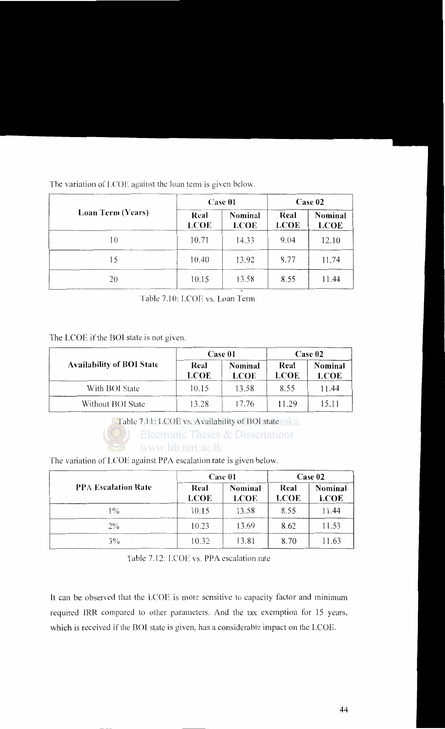The variation of LCOE against the loan term is given below.

| Loan Term (Years) | Case 01 | | Case 02 | |
|---|---|---|---|---|
| | Real LCOE | Nominal LCOE | Real LCOE | Nominal LCOE |
| 10 | 10.71 | 14.33 | 9.04 | 12.10 |
| 15 | 10.40 | 13.92 | 8.77 | 11.74 |
| 20 | 10.15 | 13.58 | 8.55 | 11.44 |

Table 7.10: LCOE vs. Loan Term

The LCOE if the BOI state is not given.

| Availability of BOI State | Case 01 | | Case 02 | |
|---|---|---|---|---|
| | Real LCOE | Nominal LCOE | Real LCOE | Nominal LCOE |
| With BOI State | 10.15 | 13.58 | 8.55 | 11.44 |
| Without BOI State | 13.28 | 17.76 | 11.29 | 15.11 |

Table 7.11: LCOE vs. Availability of BOI state

The variation of LCOE against PPA escalation rate is given below.

| PPA Escalation Rate | Case 01 | | Case 02 | |
|---|---|---|---|---|
| | Real LCOE | Nominal LCOE | Real LCOE | Nominal LCOE |
| 1% | 10.15 | 13.58 | 8.55 | 11.44 |
| 2% | 10.23 | 13.69 | 8.62 | 11.53 |
| 3% | 10.32 | 13.81 | 8.70 | 11.63 |

Table 7.12: LCOE vs. PPA escalation rate

It can be observed that the LCOE is more sensitive to capacity factor and minimum required IRR compared to other parameters. And the tax exemption for 15 years, which is received if the BOI state is given, has a considerable impact on the LCOE.